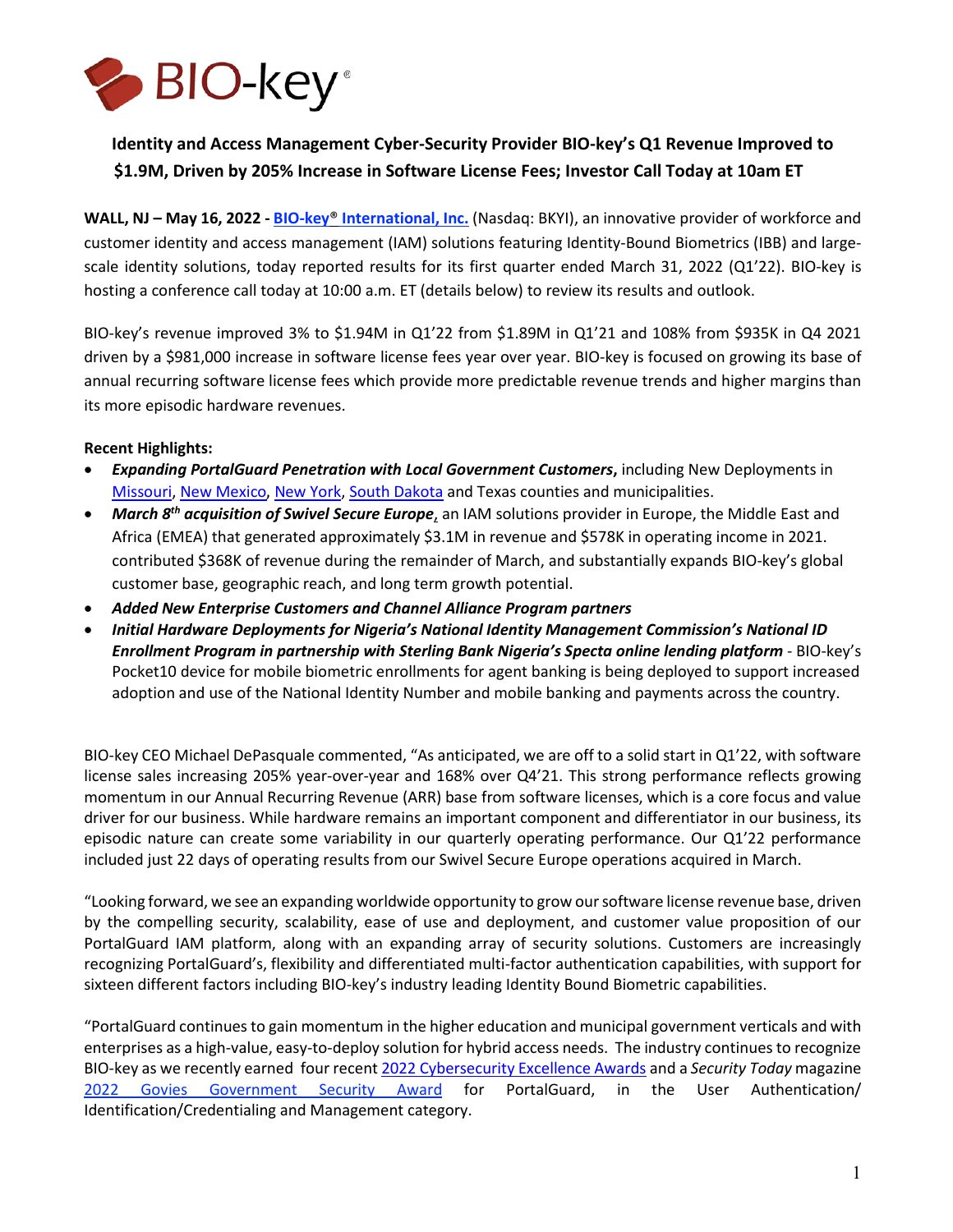**Identity and Access Management Cyber-Security Provider BIO-key's Q1 Revenue Improved to $1.9M, Driven by 205% Increase in Software License Fees; Investor Call Today at 10am ET**

**WALL, NJ – May 16, 2022 - BIO-key® International, Inc.** (Nasdaq: BKYI), an innovative provider of workforce and customer identity and access management (IAM) solutions featuring Identity-Bound Biometrics (IBB) and large-scale identity solutions, today reported results for its first quarter ended March 31, 2022 (Q1'22). BIO-key is hosting a conference call today at 10:00 a.m. ET (details below) to review its results and outlook.

BIO-key's revenue improved 3% to $1.94M in Q1'22 from $1.89M in Q1'21 and 108% from $935K in Q4 2021 driven by a $981,000 increase in software license fees year over year. BIO-key is focused on growing its base of annual recurring software license fees which provide more predictable revenue trends and higher margins than its more episodic hardware revenues.

**Recent Highlights:**

- ***Expanding PortalGuard Penetration with Local Government Customers*,** including New Deployments in Missouri, New Mexico, New York, South Dakota and Texas counties and municipalities.
- ***March 8th acquisition of Swivel Secure Europe*,** an IAM solutions provider in Europe, the Middle East and Africa (EMEA) that generated approximately $3.1M in revenue and $578K in operating income in 2021. contributed $368K of revenue during the remainder of March, and substantially expands BIO-key's global customer base, geographic reach, and long term growth potential.
- ***Added New Enterprise Customers and Channel Alliance Program partners***
- ***Initial Hardware Deployments for Nigeria's National Identity Management Commission's National ID Enrollment Program in partnership with Sterling Bank Nigeria's Specta online lending platform*** - BIO-key's Pocket10 device for mobile biometric enrollments for agent banking is being deployed to support increased adoption and use of the National Identity Number and mobile banking and payments across the country.

BIO-key CEO Michael DePasquale commented, "As anticipated, we are off to a solid start in Q1'22, with software license sales increasing 205% year-over-year and 168% over Q4'21. This strong performance reflects growing momentum in our Annual Recurring Revenue (ARR) base from software licenses, which is a core focus and value driver for our business. While hardware remains an important component and differentiator in our business, its episodic nature can create some variability in our quarterly operating performance. Our Q1'22 performance included just 22 days of operating results from our Swivel Secure Europe operations acquired in March.

"Looking forward, we see an expanding worldwide opportunity to grow our software license revenue base, driven by the compelling security, scalability, ease of use and deployment, and customer value proposition of our PortalGuard IAM platform, along with an expanding array of security solutions. Customers are increasingly recognizing PortalGuard's, flexibility and differentiated multi-factor authentication capabilities, with support for sixteen different factors including BIO-key's industry leading Identity Bound Biometric capabilities.

"PortalGuard continues to gain momentum in the higher education and municipal government verticals and with enterprises as a high-value, easy-to-deploy solution for hybrid access needs. The industry continues to recognize BIO-key as we recently earned four recent 2022 Cybersecurity Excellence Awards and a *Security Today* magazine 2022 Govies Government Security Award for PortalGuard, in the User Authentication/ Identification/Credentialing and Management category.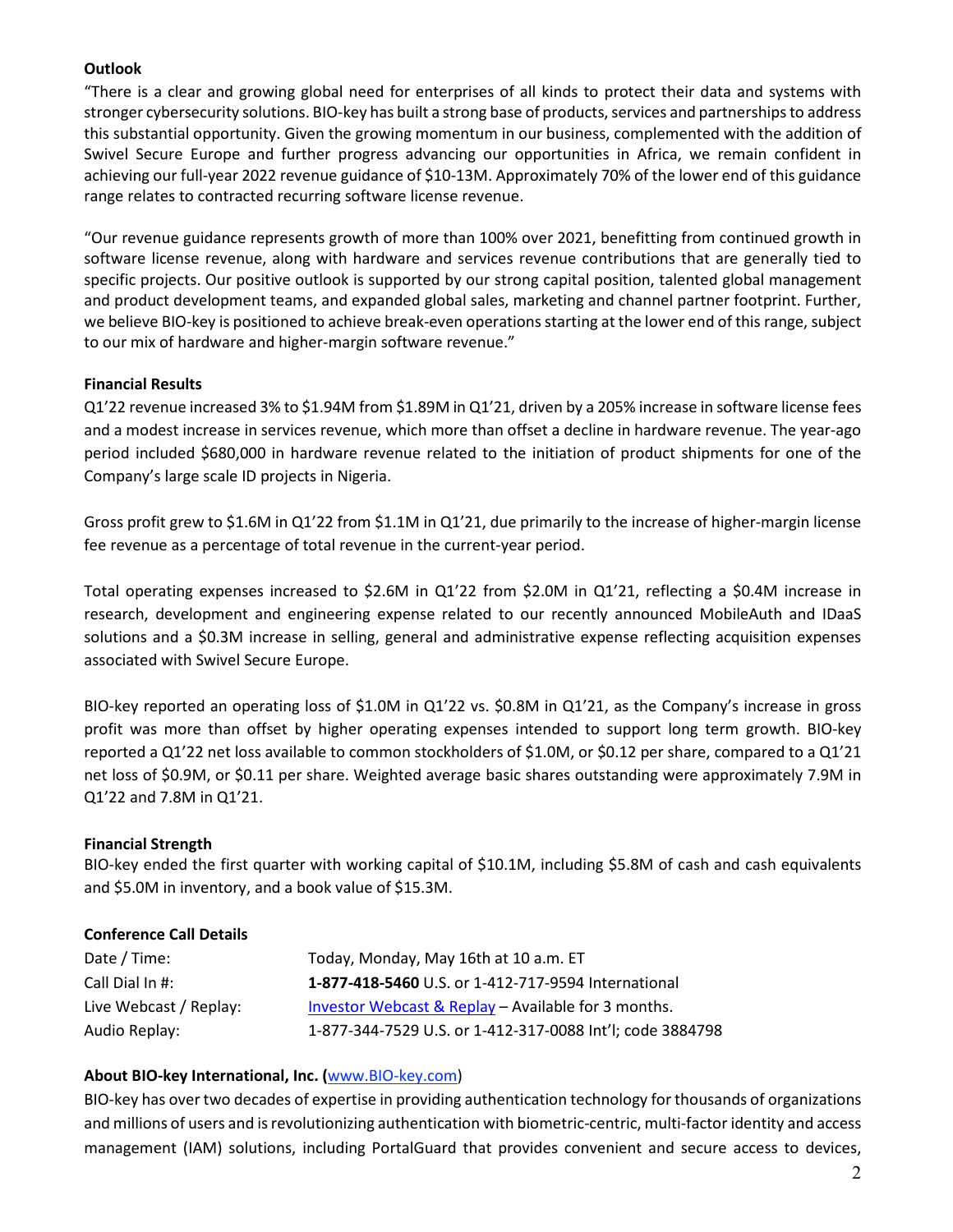**Outlook**

"There is a clear and growing global need for enterprises of all kinds to protect their data and systems with stronger cybersecurity solutions. BIO-key has built a strong base of products, services and partnerships to address this substantial opportunity. Given the growing momentum in our business, complemented with the addition of Swivel Secure Europe and further progress advancing our opportunities in Africa, we remain confident in achieving our full-year 2022 revenue guidance of $10-13M. Approximately 70% of the lower end of this guidance range relates to contracted recurring software license revenue.

"Our revenue guidance represents growth of more than 100% over 2021, benefitting from continued growth in software license revenue, along with hardware and services revenue contributions that are generally tied to specific projects. Our positive outlook is supported by our strong capital position, talented global management and product development teams, and expanded global sales, marketing and channel partner footprint. Further, we believe BIO-key is positioned to achieve break-even operations starting at the lower end of this range, subject to our mix of hardware and higher-margin software revenue."

**Financial Results**

Q1'22 revenue increased 3% to $1.94M from $1.89M in Q1'21, driven by a 205% increase in software license fees and a modest increase in services revenue, which more than offset a decline in hardware revenue. The year-ago period included $680,000 in hardware revenue related to the initiation of product shipments for one of the Company's large scale ID projects in Nigeria.

Gross profit grew to $1.6M in Q1'22 from $1.1M in Q1'21, due primarily to the increase of higher-margin license fee revenue as a percentage of total revenue in the current-year period.

Total operating expenses increased to $2.6M in Q1'22 from $2.0M in Q1'21, reflecting a $0.4M increase in research, development and engineering expense related to our recently announced MobileAuth and IDaaS solutions and a $0.3M increase in selling, general and administrative expense reflecting acquisition expenses associated with Swivel Secure Europe.

BIO-key reported an operating loss of $1.0M in Q1'22 vs. $0.8M in Q1'21, as the Company's increase in gross profit was more than offset by higher operating expenses intended to support long term growth. BIO-key reported a Q1'22 net loss available to common stockholders of $1.0M, or $0.12 per share, compared to a Q1'21 net loss of $0.9M, or $0.11 per share. Weighted average basic shares outstanding were approximately 7.9M in Q1'22 and 7.8M in Q1'21.

**Financial Strength**

BIO-key ended the first quarter with working capital of $10.1M, including $5.8M of cash and cash equivalents and $5.0M in inventory, and a book value of $15.3M.

**Conference Call Details**

| | |
|---|---|
| Date / Time: | Today, Monday, May 16th at 10 a.m. ET |
| Call Dial In #: | **1-877-418-5460** U.S. or 1-412-717-9594 International |
| Live Webcast / Replay: | Investor Webcast & Replay – Available for 3 months. |
| Audio Replay: | 1-877-344-7529 U.S. or 1-412-317-0088 Int'l; code 3884798 |

**About BIO-key International, Inc. (**www.BIO-key.com)

BIO-key has over two decades of expertise in providing authentication technology for thousands of organizations and millions of users and is revolutionizing authentication with biometric-centric, multi-factor identity and access management (IAM) solutions, including PortalGuard that provides convenient and secure access to devices,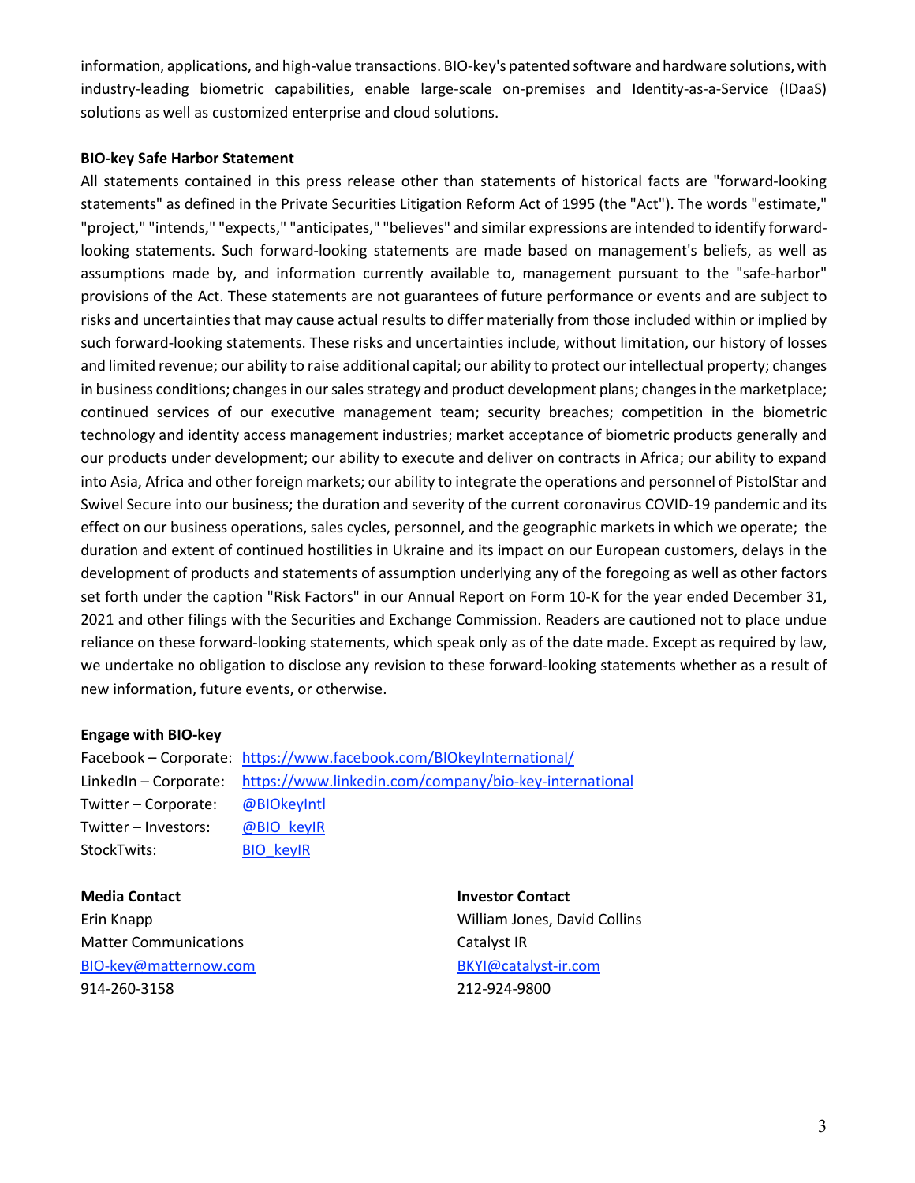information, applications, and high-value transactions. BIO-key's patented software and hardware solutions, with industry-leading biometric capabilities, enable large-scale on-premises and Identity-as-a-Service (IDaaS) solutions as well as customized enterprise and cloud solutions.

**BIO-key Safe Harbor Statement**

All statements contained in this press release other than statements of historical facts are "forward-looking statements" as defined in the Private Securities Litigation Reform Act of 1995 (the "Act"). The words "estimate," "project," "intends," "expects," "anticipates," "believes" and similar expressions are intended to identify forward-looking statements. Such forward-looking statements are made based on management's beliefs, as well as assumptions made by, and information currently available to, management pursuant to the "safe-harbor" provisions of the Act. These statements are not guarantees of future performance or events and are subject to risks and uncertainties that may cause actual results to differ materially from those included within or implied by such forward-looking statements. These risks and uncertainties include, without limitation, our history of losses and limited revenue; our ability to raise additional capital; our ability to protect our intellectual property; changes in business conditions; changes in our sales strategy and product development plans; changes in the marketplace; continued services of our executive management team; security breaches; competition in the biometric technology and identity access management industries; market acceptance of biometric products generally and our products under development; our ability to execute and deliver on contracts in Africa; our ability to expand into Asia, Africa and other foreign markets; our ability to integrate the operations and personnel of PistolStar and Swivel Secure into our business; the duration and severity of the current coronavirus COVID-19 pandemic and its effect on our business operations, sales cycles, personnel, and the geographic markets in which we operate; the duration and extent of continued hostilities in Ukraine and its impact on our European customers, delays in the development of products and statements of assumption underlying any of the foregoing as well as other factors set forth under the caption "Risk Factors" in our Annual Report on Form 10-K for the year ended December 31, 2021 and other filings with the Securities and Exchange Commission. Readers are cautioned not to place undue reliance on these forward-looking statements, which speak only as of the date made. Except as required by law, we undertake no obligation to disclose any revision to these forward-looking statements whether as a result of new information, future events, or otherwise.

**Engage with BIO-key**

| | |
|---|---|
| Facebook – Corporate: | https://www.facebook.com/BIOkeyInternational/ |
| LinkedIn – Corporate: | https://www.linkedin.com/company/bio-key-international |
| Twitter – Corporate: | @BIOkeyIntl |
| Twitter – Investors: | @BIO_keyIR |
| StockTwits: | BIO_keyIR |

**Media Contact**
Erin Knapp
Matter Communications
BIO-key@matternow.com
914-260-3158

**Investor Contact**
William Jones, David Collins
Catalyst IR
BKYI@catalyst-ir.com
212-924-9800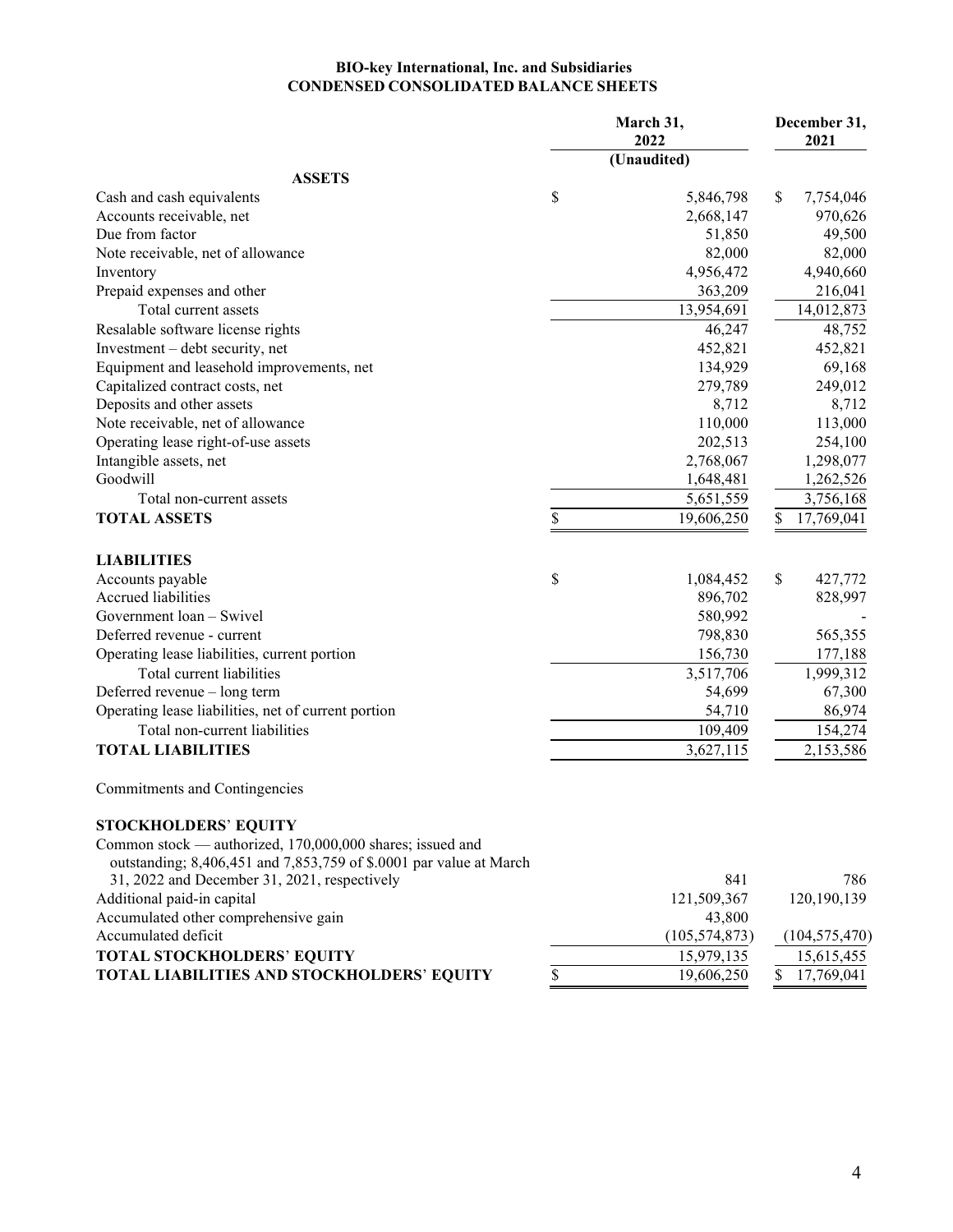**BIO-key International, Inc. and Subsidiaries**
**CONDENSED CONSOLIDATED BALANCE SHEETS**

| | March 31, 2022 (Unaudited) | December 31, 2021 |
|---|---|---|
| **ASSETS** | | |
| Cash and cash equivalents | $ 5,846,798 | $ 7,754,046 |
| Accounts receivable, net | 2,668,147 | 970,626 |
| Due from factor | 51,850 | 49,500 |
| Note receivable, net of allowance | 82,000 | 82,000 |
| Inventory | 4,956,472 | 4,940,660 |
| Prepaid expenses and other | 363,209 | 216,041 |
| Total current assets | 13,954,691 | 14,012,873 |
| Resalable software license rights | 46,247 | 48,752 |
| Investment – debt security, net | 452,821 | 452,821 |
| Equipment and leasehold improvements, net | 134,929 | 69,168 |
| Capitalized contract costs, net | 279,789 | 249,012 |
| Deposits and other assets | 8,712 | 8,712 |
| Note receivable, net of allowance | 110,000 | 113,000 |
| Operating lease right-of-use assets | 202,513 | 254,100 |
| Intangible assets, net | 2,768,067 | 1,298,077 |
| Goodwill | 1,648,481 | 1,262,526 |
| Total non-current assets | 5,651,559 | 3,756,168 |
| **TOTAL ASSETS** | $ 19,606,250 | $ 17,769,041 |
| | | |
| **LIABILITIES** | | |
| Accounts payable | $ 1,084,452 | $ 427,772 |
| Accrued liabilities | 896,702 | 828,997 |
| Government loan – Swivel | 580,992 | - |
| Deferred revenue - current | 798,830 | 565,355 |
| Operating lease liabilities, current portion | 156,730 | 177,188 |
| Total current liabilities | 3,517,706 | 1,999,312 |
| Deferred revenue – long term | 54,699 | 67,300 |
| Operating lease liabilities, net of current portion | 54,710 | 86,974 |
| Total non-current liabilities | 109,409 | 154,274 |
| **TOTAL LIABILITIES** | 3,627,115 | 2,153,586 |
| | | |
| Commitments and Contingencies | | |
| | | |
| **STOCKHOLDERS' EQUITY** | | |
| Common stock — authorized, 170,000,000 shares; issued and outstanding; 8,406,451 and 7,853,759 of $.0001 par value at March 31, 2022 and December 31, 2021, respectively | 841 | 786 |
| Additional paid-in capital | 121,509,367 | 120,190,139 |
| Accumulated other comprehensive gain | 43,800 | |
| Accumulated deficit | (105,574,873) | (104,575,470) |
| **TOTAL STOCKHOLDERS' EQUITY** | 15,979,135 | 15,615,455 |
| **TOTAL LIABILITIES AND STOCKHOLDERS' EQUITY** | $ 19,606,250 | $ 17,769,041 |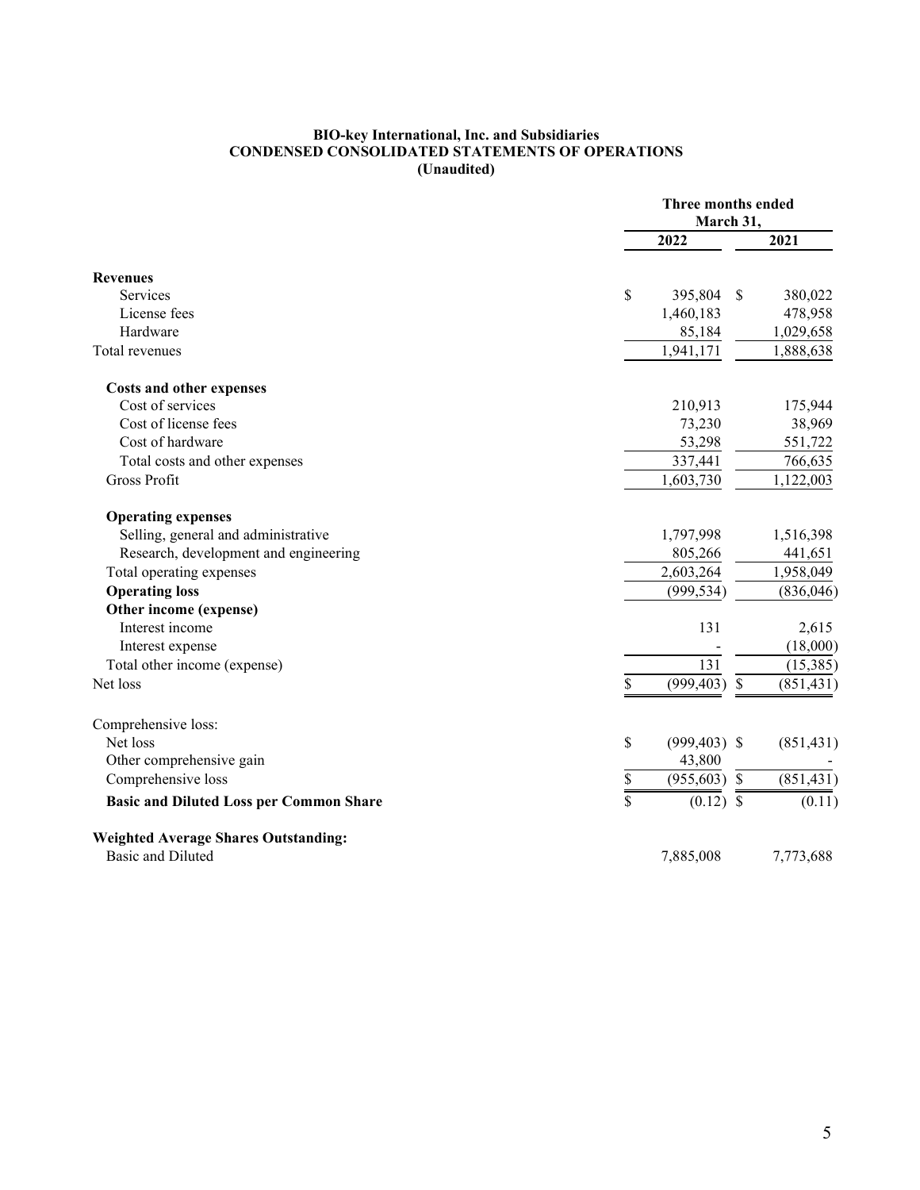**BIO-key International, Inc. and Subsidiaries**
**CONDENSED CONSOLIDATED STATEMENTS OF OPERATIONS**
**(Unaudited)**

| | Three months ended March 31, | |
|---|---|---|
| | 2022 | 2021 |
| **Revenues** | | |
| Services | $ 395,804 | $ 380,022 |
| License fees | 1,460,183 | 478,958 |
| Hardware | 85,184 | 1,029,658 |
| Total revenues | 1,941,171 | 1,888,638 |
| **Costs and other expenses** | | |
| Cost of services | 210,913 | 175,944 |
| Cost of license fees | 73,230 | 38,969 |
| Cost of hardware | 53,298 | 551,722 |
| Total costs and other expenses | 337,441 | 766,635 |
| Gross Profit | 1,603,730 | 1,122,003 |
| **Operating expenses** | | |
| Selling, general and administrative | 1,797,998 | 1,516,398 |
| Research, development and engineering | 805,266 | 441,651 |
| Total operating expenses | 2,603,264 | 1,958,049 |
| **Operating loss** | (999,534) | (836,046) |
| **Other income (expense)** | | |
| Interest income | 131 | 2,615 |
| Interest expense | - | (18,000) |
| Total other income (expense) | 131 | (15,385) |
| Net loss | $ (999,403) | $ (851,431) |
| Comprehensive loss: | | |
| Net loss | $ (999,403) | $ (851,431) |
| Other comprehensive gain | 43,800 | - |
| Comprehensive loss | $ (955,603) | $ (851,431) |
| **Basic and Diluted Loss per Common Share** | $ (0.12) | $ (0.11) |
| **Weighted Average Shares Outstanding:** | | |
| Basic and Diluted | 7,885,008 | 7,773,688 |